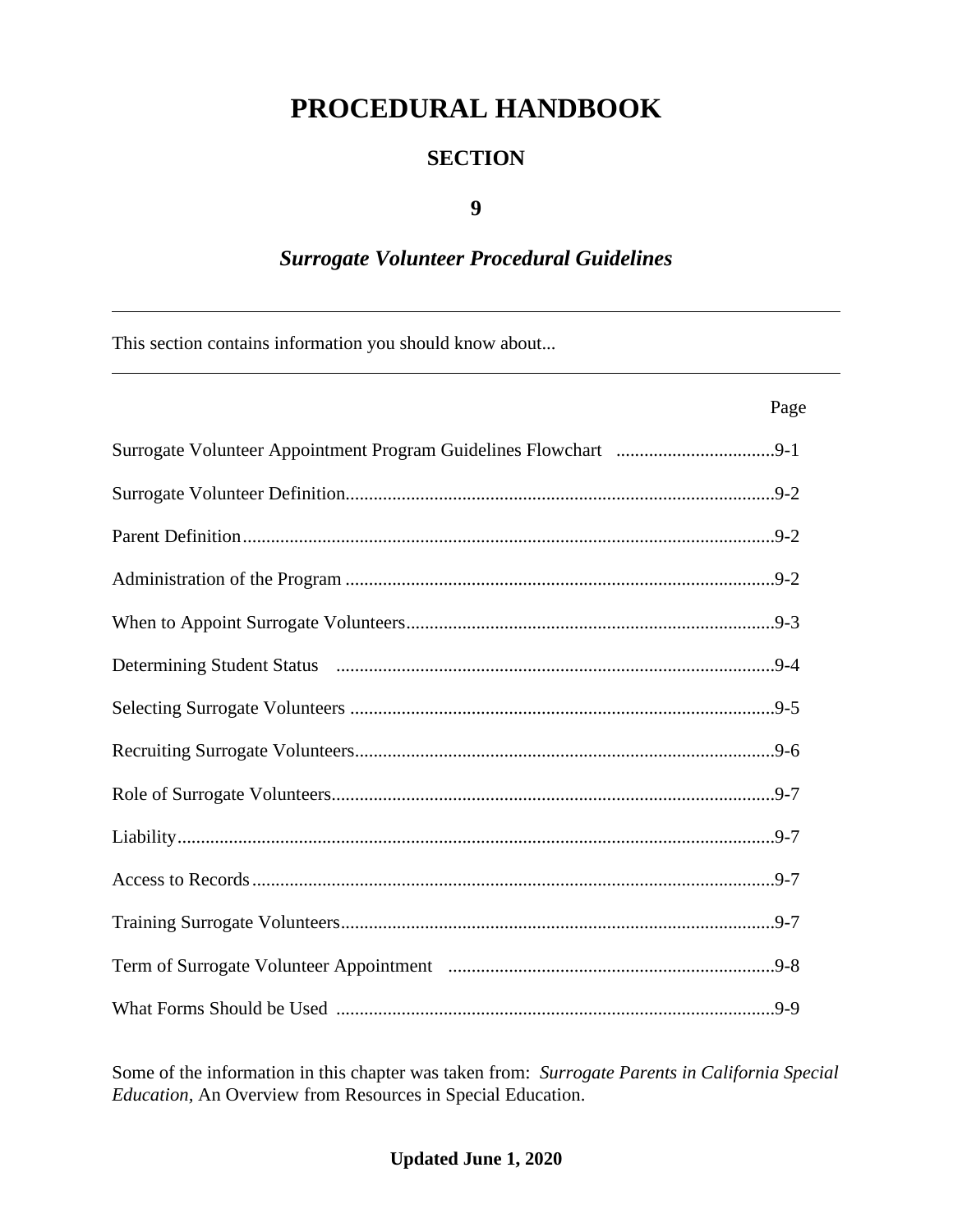# PROCEDURAL HANDBOOK

## SECTION

## 9

## *Surrogate Volunteer Procedural Guidelines*

---

This section contains information you should know about...

---

| | Page |
|---|---|
| Surrogate Volunteer Appointment Program Guidelines Flowchart | 9-1 |
| Surrogate Volunteer Definition | 9-2 |
| Parent Definition | 9-2 |
| Administration of the Program | 9-2 |
| When to Appoint Surrogate Volunteers | 9-3 |
| Determining Student Status | 9-4 |
| Selecting Surrogate Volunteers | 9-5 |
| Recruiting Surrogate Volunteers | 9-6 |
| Role of Surrogate Volunteers | 9-7 |
| Liability | 9-7 |
| Access to Records | 9-7 |
| Training Surrogate Volunteers | 9-7 |
| Term of Surrogate Volunteer Appointment | 9-8 |
| What Forms Should be Used | 9-9 |

Some of the information in this chapter was taken from: *Surrogate Parents in California Special Education,* An Overview from Resources in Special Education.

**Updated June 1, 2020**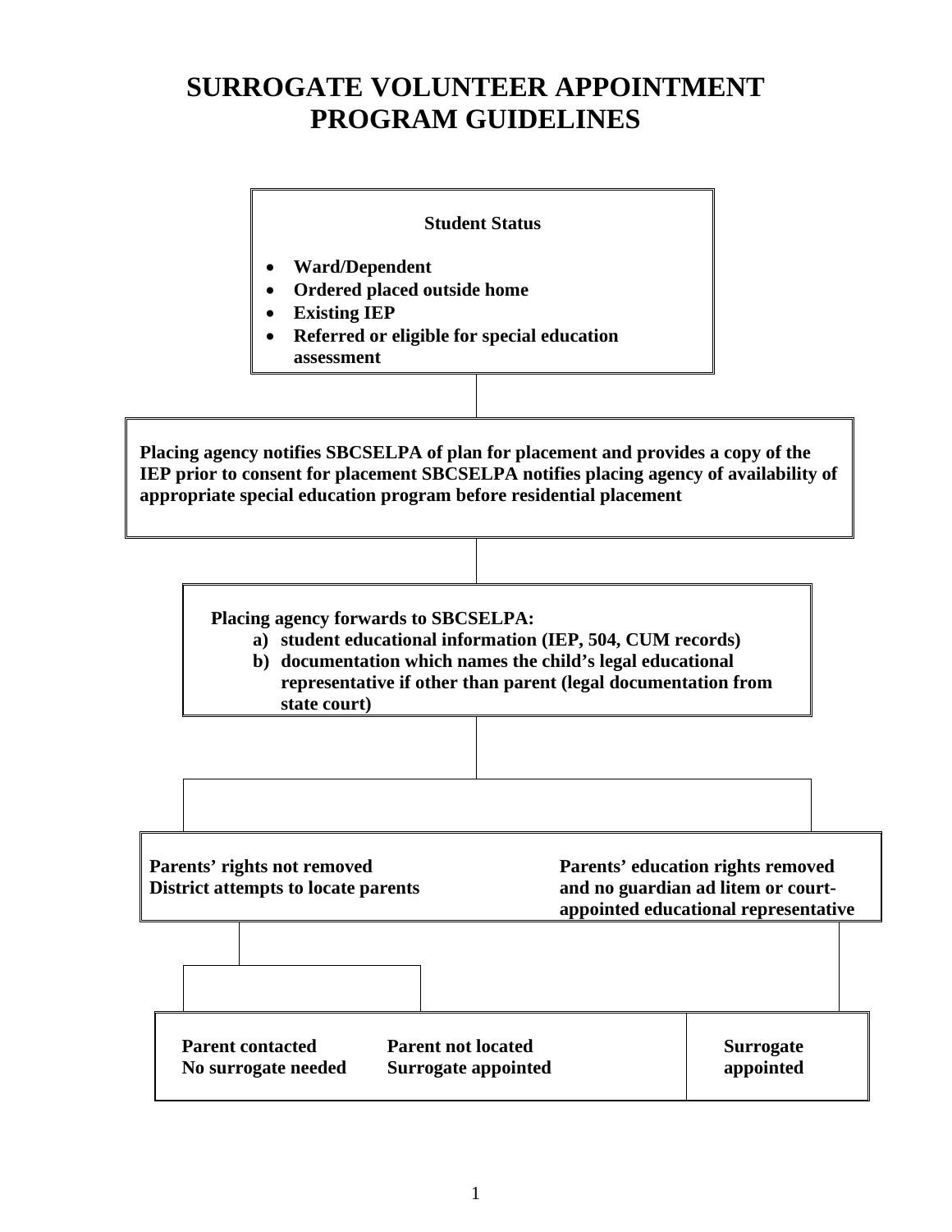# SURROGATE VOLUNTEER APPOINTMENT PROGRAM GUIDELINES

**Student Status**

- **Ward/Dependent**
- **Ordered placed outside home**
- **Existing IEP**
- **Referred or eligible for special education assessment**

**Placing agency notifies SBCSELPA of plan for placement and provides a copy of the IEP prior to consent for placement SBCSELPA notifies placing agency of availability of appropriate special education program before residential placement**

**Placing agency forwards to SBCSELPA:**

- **a) student educational information (IEP, 504, CUM records)**
- **b) documentation which names the child's legal educational representative if other than parent (legal documentation from state court)**

**Parents' rights not removed**
**District attempts to locate parents**

**Parents' education rights removed and no guardian ad litem or court-appointed educational representative**

**Parent contacted**
**No surrogate needed**

**Parent not located**
**Surrogate appointed**

**Surrogate appointed**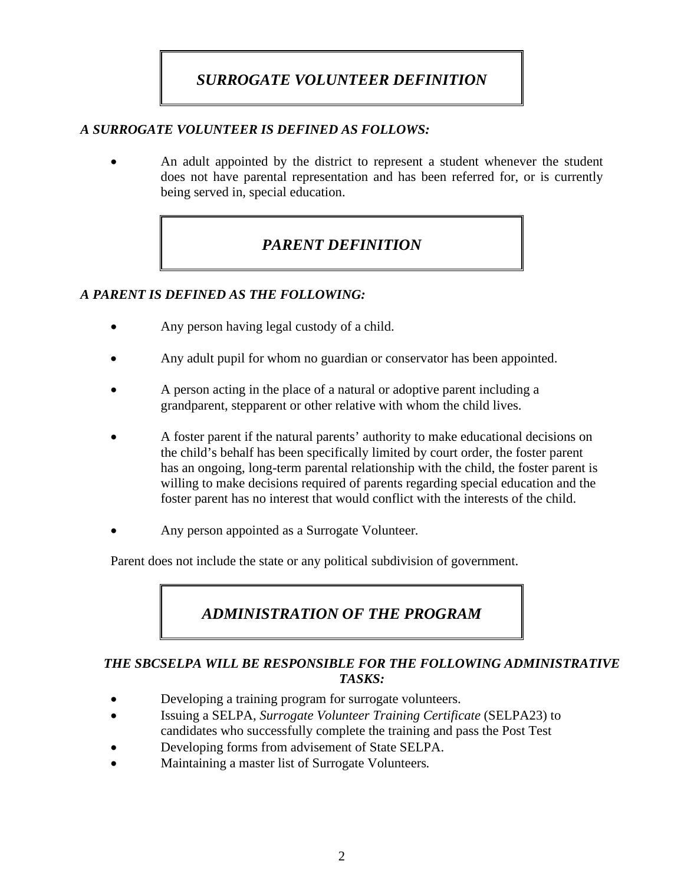## *SURROGATE VOLUNTEER DEFINITION*

***A SURROGATE VOLUNTEER IS DEFINED AS FOLLOWS:***

- An adult appointed by the district to represent a student whenever the student does not have parental representation and has been referred for, or is currently being served in, special education.

## *PARENT DEFINITION*

***A PARENT IS DEFINED AS THE FOLLOWING:***

- Any person having legal custody of a child.
- Any adult pupil for whom no guardian or conservator has been appointed.
- A person acting in the place of a natural or adoptive parent including a grandparent, stepparent or other relative with whom the child lives.
- A foster parent if the natural parents' authority to make educational decisions on the child's behalf has been specifically limited by court order, the foster parent has an ongoing, long-term parental relationship with the child, the foster parent is willing to make decisions required of parents regarding special education and the foster parent has no interest that would conflict with the interests of the child.
- Any person appointed as a Surrogate Volunteer.

Parent does not include the state or any political subdivision of government.

## *ADMINISTRATION OF THE PROGRAM*

***THE SBCSELPA WILL BE RESPONSIBLE FOR THE FOLLOWING ADMINISTRATIVE TASKS:***

- Developing a training program for surrogate volunteers.
- Issuing a SELPA, *Surrogate Volunteer Training Certificate* (SELPA23) to candidates who successfully complete the training and pass the Post Test
- Developing forms from advisement of State SELPA.
- Maintaining a master list of Surrogate Volunteers.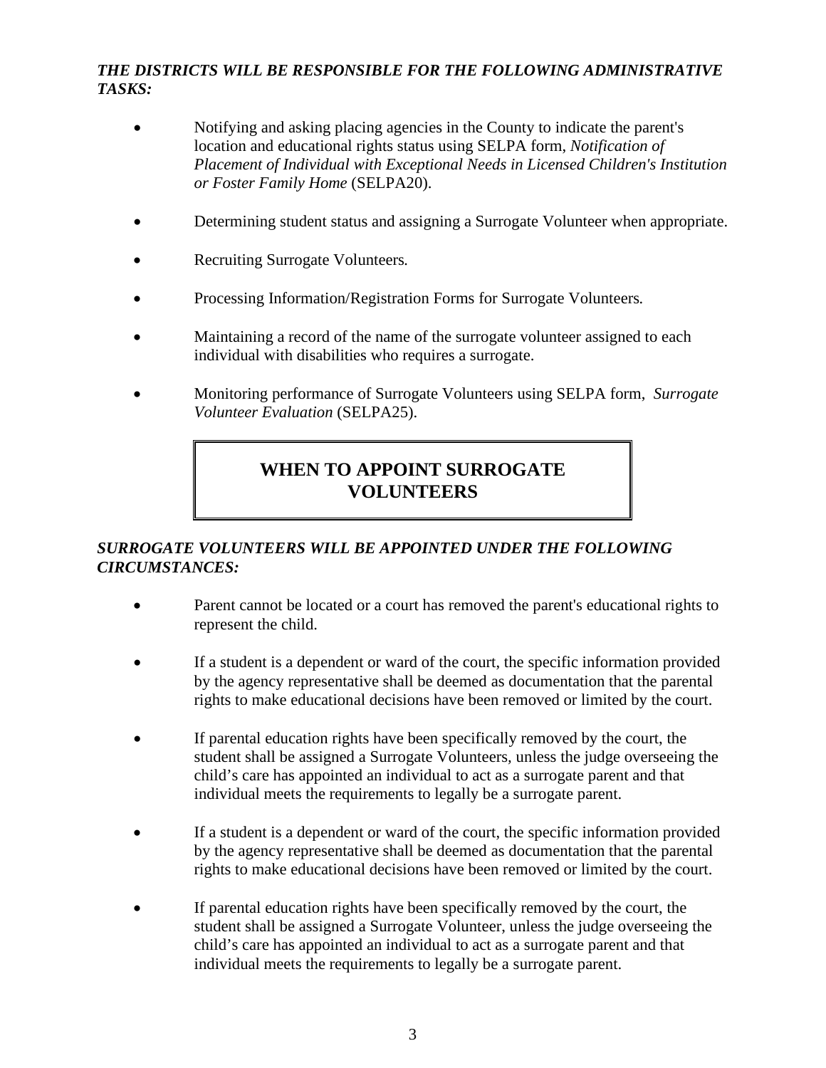***THE DISTRICTS WILL BE RESPONSIBLE FOR THE FOLLOWING ADMINISTRATIVE TASKS:***

- Notifying and asking placing agencies in the County to indicate the parent's location and educational rights status using SELPA form, *Notification of Placement of Individual with Exceptional Needs in Licensed Children's Institution or Foster Family Home* (SELPA20).
- Determining student status and assigning a Surrogate Volunteer when appropriate.
- Recruiting Surrogate Volunteers.
- Processing Information/Registration Forms for Surrogate Volunteers.
- Maintaining a record of the name of the surrogate volunteer assigned to each individual with disabilities who requires a surrogate.
- Monitoring performance of Surrogate Volunteers using SELPA form, *Surrogate Volunteer Evaluation* (SELPA25).

## WHEN TO APPOINT SURROGATE VOLUNTEERS

***SURROGATE VOLUNTEERS WILL BE APPOINTED UNDER THE FOLLOWING CIRCUMSTANCES:***

- Parent cannot be located or a court has removed the parent's educational rights to represent the child.
- If a student is a dependent or ward of the court, the specific information provided by the agency representative shall be deemed as documentation that the parental rights to make educational decisions have been removed or limited by the court.
- If parental education rights have been specifically removed by the court, the student shall be assigned a Surrogate Volunteers, unless the judge overseeing the child's care has appointed an individual to act as a surrogate parent and that individual meets the requirements to legally be a surrogate parent.
- If a student is a dependent or ward of the court, the specific information provided by the agency representative shall be deemed as documentation that the parental rights to make educational decisions have been removed or limited by the court.
- If parental education rights have been specifically removed by the court, the student shall be assigned a Surrogate Volunteer, unless the judge overseeing the child's care has appointed an individual to act as a surrogate parent and that individual meets the requirements to legally be a surrogate parent.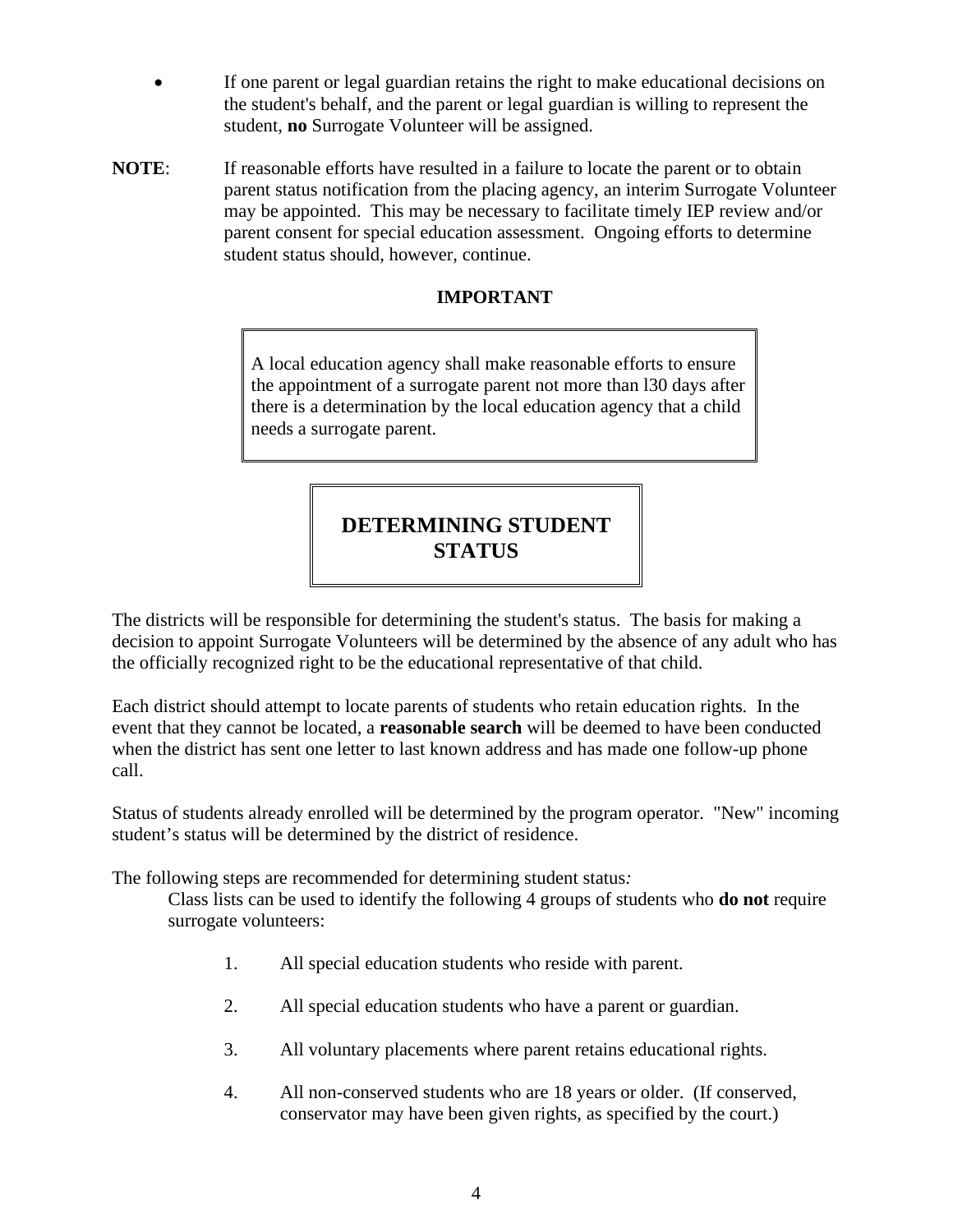- If one parent or legal guardian retains the right to make educational decisions on the student's behalf, and the parent or legal guardian is willing to represent the student, **no** Surrogate Volunteer will be assigned.

**NOTE**: If reasonable efforts have resulted in a failure to locate the parent or to obtain parent status notification from the placing agency, an interim Surrogate Volunteer may be appointed. This may be necessary to facilitate timely IEP review and/or parent consent for special education assessment. Ongoing efforts to determine student status should, however, continue.

**IMPORTANT**

> A local education agency shall make reasonable efforts to ensure the appointment of a surrogate parent not more than l30 days after there is a determination by the local education agency that a child needs a surrogate parent.

## DETERMINING STUDENT STATUS

The districts will be responsible for determining the student's status. The basis for making a decision to appoint Surrogate Volunteers will be determined by the absence of any adult who has the officially recognized right to be the educational representative of that child.

Each district should attempt to locate parents of students who retain education rights. In the event that they cannot be located, a **reasonable search** will be deemed to have been conducted when the district has sent one letter to last known address and has made one follow-up phone call.

Status of students already enrolled will be determined by the program operator. "New" incoming student's status will be determined by the district of residence.

The following steps are recommended for determining student status*:*

Class lists can be used to identify the following 4 groups of students who **do not** require surrogate volunteers:

1. All special education students who reside with parent.
2. All special education students who have a parent or guardian.
3. All voluntary placements where parent retains educational rights.
4. All non-conserved students who are 18 years or older. (If conserved, conservator may have been given rights, as specified by the court.)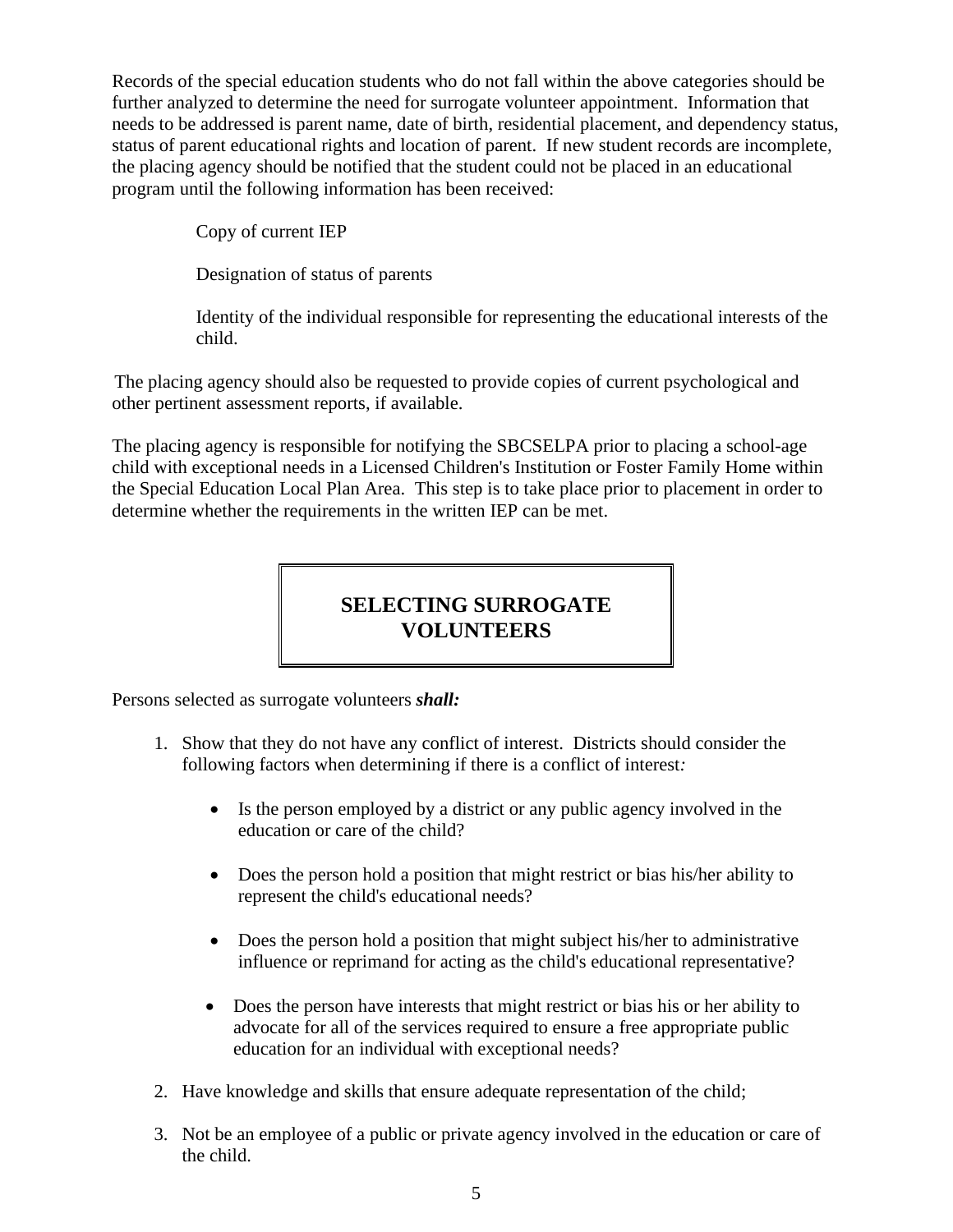Records of the special education students who do not fall within the above categories should be further analyzed to determine the need for surrogate volunteer appointment. Information that needs to be addressed is parent name, date of birth, residential placement, and dependency status, status of parent educational rights and location of parent. If new student records are incomplete, the placing agency should be notified that the student could not be placed in an educational program until the following information has been received:

Copy of current IEP

Designation of status of parents

Identity of the individual responsible for representing the educational interests of the child.

The placing agency should also be requested to provide copies of current psychological and other pertinent assessment reports, if available.

The placing agency is responsible for notifying the SBCSELPA prior to placing a school-age child with exceptional needs in a Licensed Children's Institution or Foster Family Home within the Special Education Local Plan Area. This step is to take place prior to placement in order to determine whether the requirements in the written IEP can be met.

## SELECTING SURROGATE VOLUNTEERS

Persons selected as surrogate volunteers ***shall:***

1. Show that they do not have any conflict of interest. Districts should consider the following factors when determining if there is a conflict of interest*:*
   - Is the person employed by a district or any public agency involved in the education or care of the child?
   - Does the person hold a position that might restrict or bias his/her ability to represent the child's educational needs?
   - Does the person hold a position that might subject his/her to administrative influence or reprimand for acting as the child's educational representative?
   - Does the person have interests that might restrict or bias his or her ability to advocate for all of the services required to ensure a free appropriate public education for an individual with exceptional needs?
2. Have knowledge and skills that ensure adequate representation of the child;
3. Not be an employee of a public or private agency involved in the education or care of the child.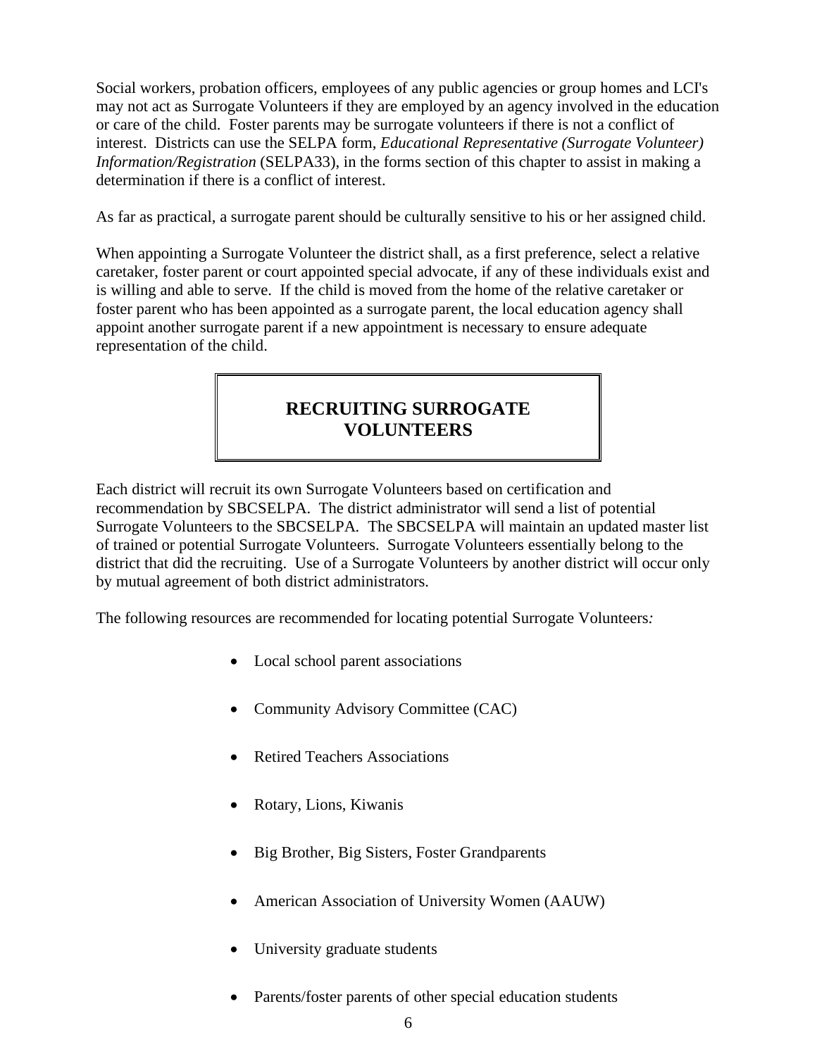Social workers, probation officers, employees of any public agencies or group homes and LCI's may not act as Surrogate Volunteers if they are employed by an agency involved in the education or care of the child. Foster parents may be surrogate volunteers if there is not a conflict of interest. Districts can use the SELPA form, *Educational Representative (Surrogate Volunteer) Information/Registration* (SELPA33), in the forms section of this chapter to assist in making a determination if there is a conflict of interest.

As far as practical, a surrogate parent should be culturally sensitive to his or her assigned child.

When appointing a Surrogate Volunteer the district shall, as a first preference, select a relative caretaker, foster parent or court appointed special advocate, if any of these individuals exist and is willing and able to serve. If the child is moved from the home of the relative caretaker or foster parent who has been appointed as a surrogate parent, the local education agency shall appoint another surrogate parent if a new appointment is necessary to ensure adequate representation of the child.

## RECRUITING SURROGATE VOLUNTEERS

Each district will recruit its own Surrogate Volunteers based on certification and recommendation by SBCSELPA. The district administrator will send a list of potential Surrogate Volunteers to the SBCSELPA. The SBCSELPA will maintain an updated master list of trained or potential Surrogate Volunteers. Surrogate Volunteers essentially belong to the district that did the recruiting. Use of a Surrogate Volunteers by another district will occur only by mutual agreement of both district administrators.

The following resources are recommended for locating potential Surrogate Volunteers:

- Local school parent associations
- Community Advisory Committee (CAC)
- Retired Teachers Associations
- Rotary, Lions, Kiwanis
- Big Brother, Big Sisters, Foster Grandparents
- American Association of University Women (AAUW)
- University graduate students
- Parents/foster parents of other special education students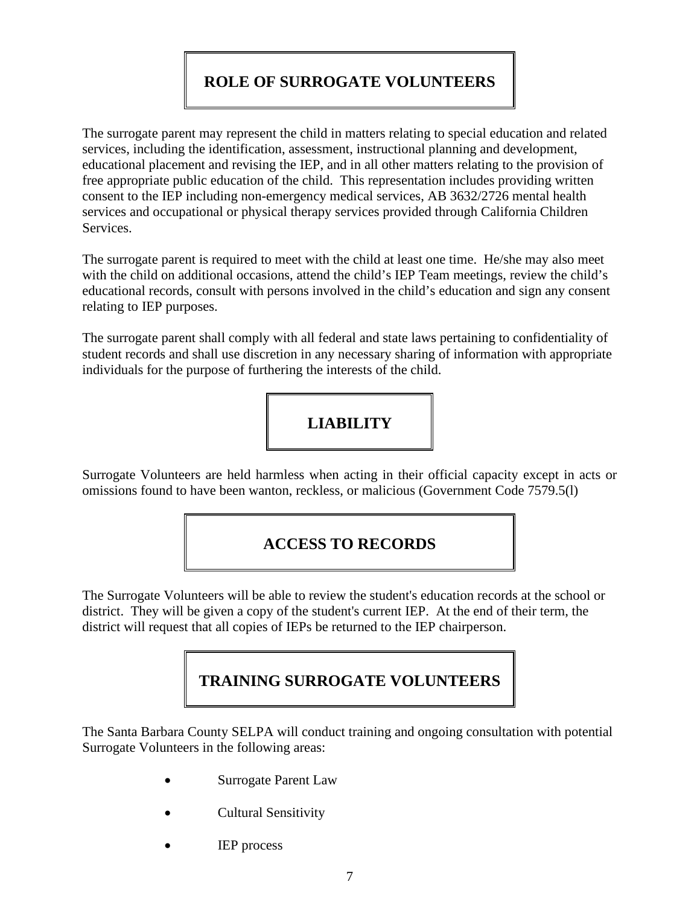## ROLE OF SURROGATE VOLUNTEERS

The surrogate parent may represent the child in matters relating to special education and related services, including the identification, assessment, instructional planning and development, educational placement and revising the IEP, and in all other matters relating to the provision of free appropriate public education of the child. This representation includes providing written consent to the IEP including non-emergency medical services, AB 3632/2726 mental health services and occupational or physical therapy services provided through California Children Services.

The surrogate parent is required to meet with the child at least one time. He/she may also meet with the child on additional occasions, attend the child's IEP Team meetings, review the child's educational records, consult with persons involved in the child's education and sign any consent relating to IEP purposes.

The surrogate parent shall comply with all federal and state laws pertaining to confidentiality of student records and shall use discretion in any necessary sharing of information with appropriate individuals for the purpose of furthering the interests of the child.

## LIABILITY

Surrogate Volunteers are held harmless when acting in their official capacity except in acts or omissions found to have been wanton, reckless, or malicious (Government Code 7579.5(l)

## ACCESS TO RECORDS

The Surrogate Volunteers will be able to review the student's education records at the school or district. They will be given a copy of the student's current IEP. At the end of their term, the district will request that all copies of IEPs be returned to the IEP chairperson.

## TRAINING SURROGATE VOLUNTEERS

The Santa Barbara County SELPA will conduct training and ongoing consultation with potential Surrogate Volunteers in the following areas:

- Surrogate Parent Law
- Cultural Sensitivity
- IEP process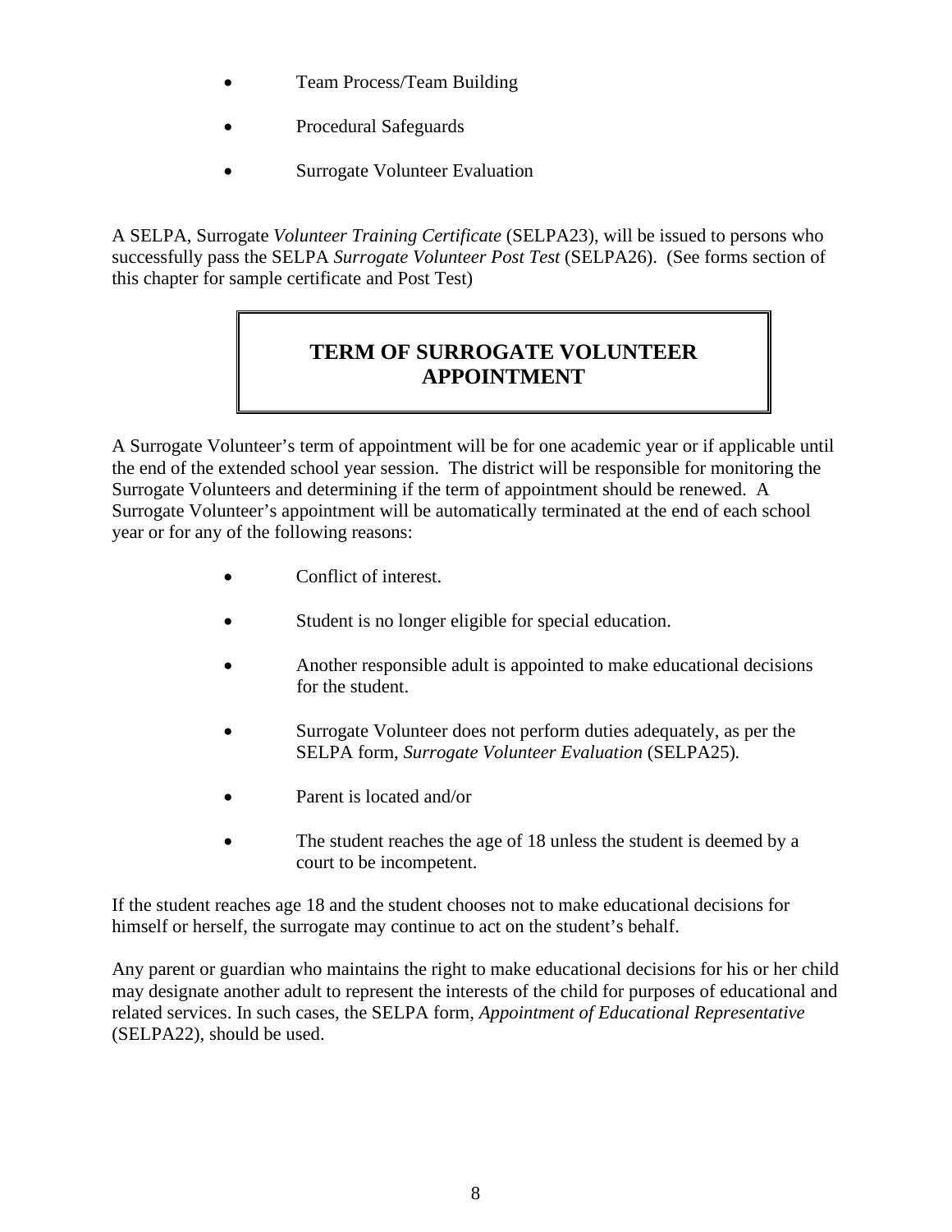- Team Process/Team Building
- Procedural Safeguards
- Surrogate Volunteer Evaluation

A SELPA, Surrogate *Volunteer Training Certificate* (SELPA23), will be issued to persons who successfully pass the SELPA *Surrogate Volunteer Post Test* (SELPA26). (See forms section of this chapter for sample certificate and Post Test)

## TERM OF SURROGATE VOLUNTEER APPOINTMENT

A Surrogate Volunteer's term of appointment will be for one academic year or if applicable until the end of the extended school year session. The district will be responsible for monitoring the Surrogate Volunteers and determining if the term of appointment should be renewed. A Surrogate Volunteer's appointment will be automatically terminated at the end of each school year or for any of the following reasons:

- Conflict of interest.
- Student is no longer eligible for special education.
- Another responsible adult is appointed to make educational decisions for the student.
- Surrogate Volunteer does not perform duties adequately, as per the SELPA form, *Surrogate Volunteer Evaluation* (SELPA25).
- Parent is located and/or
- The student reaches the age of 18 unless the student is deemed by a court to be incompetent.

If the student reaches age 18 and the student chooses not to make educational decisions for himself or herself, the surrogate may continue to act on the student's behalf.

Any parent or guardian who maintains the right to make educational decisions for his or her child may designate another adult to represent the interests of the child for purposes of educational and related services. In such cases, the SELPA form, *Appointment of Educational Representative* (SELPA22), should be used.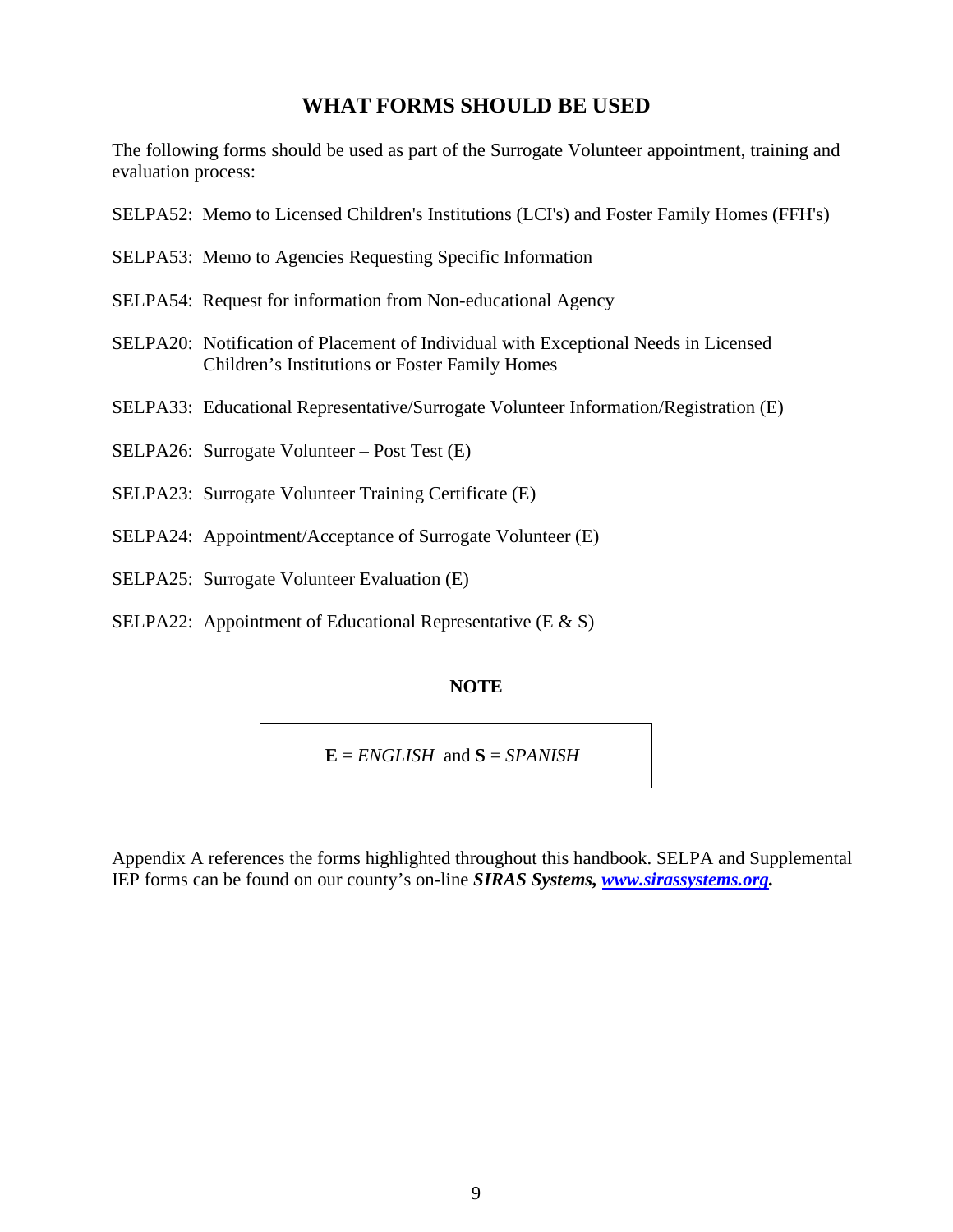## WHAT FORMS SHOULD BE USED

The following forms should be used as part of the Surrogate Volunteer appointment, training and evaluation process:

SELPA52: Memo to Licensed Children's Institutions (LCI's) and Foster Family Homes (FFH's)

SELPA53: Memo to Agencies Requesting Specific Information

SELPA54: Request for information from Non-educational Agency

SELPA20: Notification of Placement of Individual with Exceptional Needs in Licensed Children's Institutions or Foster Family Homes

SELPA33: Educational Representative/Surrogate Volunteer Information/Registration (E)

SELPA26: Surrogate Volunteer – Post Test (E)

SELPA23: Surrogate Volunteer Training Certificate (E)

SELPA24: Appointment/Acceptance of Surrogate Volunteer (E)

SELPA25: Surrogate Volunteer Evaluation (E)

SELPA22: Appointment of Educational Representative (E & S)

**NOTE**

**E** = *ENGLISH* and **S** = *SPANISH*

Appendix A references the forms highlighted throughout this handbook. SELPA and Supplemental IEP forms can be found on our county's on-line ***SIRAS Systems, [www.sirassystems.org](http://www.sirassystems.org).***